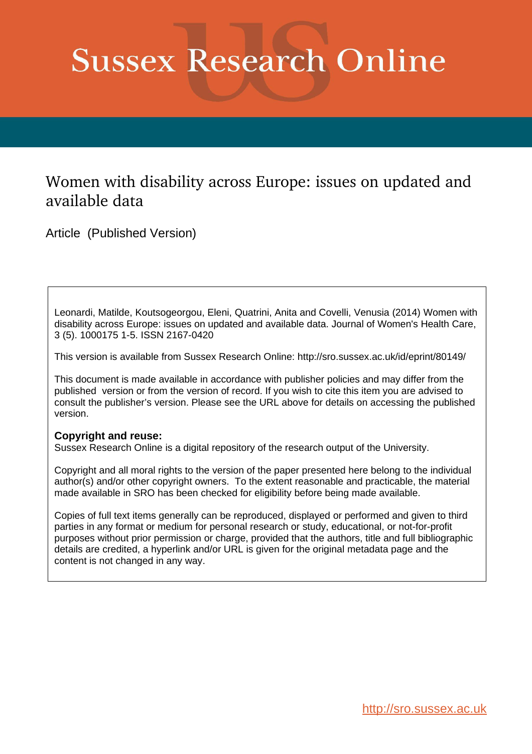# Sussex Research Online

## Women with disability across Europe: issues on updated and available data

Article (Published Version)

Leonardi, Matilde, Koutsogeorgou, Eleni, Quatrini, Anita and Covelli, Venusia (2014) Women with disability across Europe: issues on updated and available data. Journal of Women's Health Care, 3 (5). 1000175 1-5. ISSN 2167-0420

This version is available from Sussex Research Online: http://sro.sussex.ac.uk/id/eprint/80149/

This document is made available in accordance with publisher policies and may differ from the published version or from the version of record. If you wish to cite this item you are advised to consult the publisher's version. Please see the URL above for details on accessing the published version.

**Copyright and reuse:**
Sussex Research Online is a digital repository of the research output of the University.

Copyright and all moral rights to the version of the paper presented here belong to the individual author(s) and/or other copyright owners. To the extent reasonable and practicable, the material made available in SRO has been checked for eligibility before being made available.

Copies of full text items generally can be reproduced, displayed or performed and given to third parties in any format or medium for personal research or study, educational, or not-for-profit purposes without prior permission or charge, provided that the authors, title and full bibliographic details are credited, a hyperlink and/or URL is given for the original metadata page and the content is not changed in any way.

http://sro.sussex.ac.uk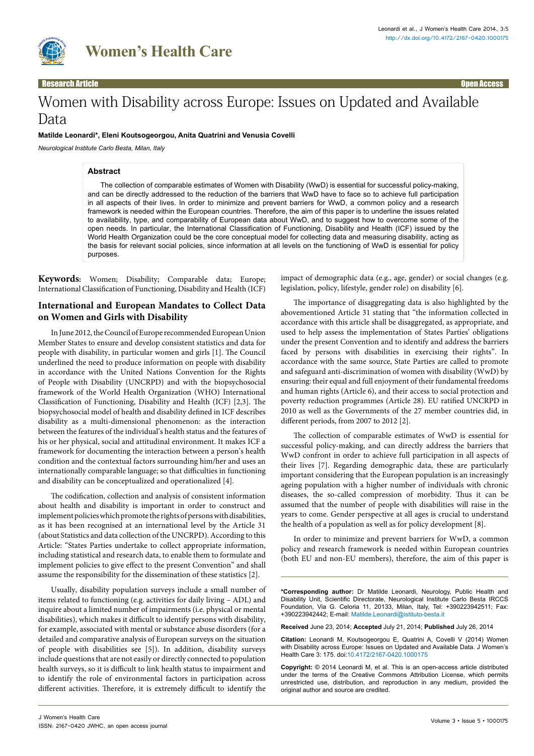# Women with Disability across Europe: Issues on Updated and Available Data

**Matilde Leonardi\*, Eleni Koutsogeorgou, Anita Quatrini and Venusia Covelli**

*Neurological Institute Carlo Besta, Milan, Italy*

## Abstract

The collection of comparable estimates of Women with Disability (WwD) is essential for successful policy-making, and can be directly addressed to the reduction of the barriers that WwD have to face so to achieve full participation in all aspects of their lives. In order to minimize and prevent barriers for WwD, a common policy and a research framework is needed within the European countries. Therefore, the aim of this paper is to underline the issues related to availability, type, and comparability of European data about WwD, and to suggest how to overcome some of the open needs. In particular, the International Classification of Functioning, Disability and Health (ICF) issued by the World Health Organization could be the core conceptual model for collecting data and measuring disability, acting as the basis for relevant social policies, since information at all levels on the functioning of WwD is essential for policy purposes.

**Keywords:** Women; Disability; Comparable data; Europe; International Classification of Functioning, Disability and Health (ICF)

## International and European Mandates to Collect Data on Women and Girls with Disability

In June 2012, the Council of Europe recommended European Union Member States to ensure and develop consistent statistics and data for people with disability, in particular women and girls [1]. The Council underlined the need to produce information on people with disability in accordance with the United Nations Convention for the Rights of People with Disability (UNCRPD) and with the biopsychosocial framework of the World Health Organization (WHO) International Classification of Functioning, Disability and Health (ICF) [2,3]. The biopsychosocial model of health and disability defined in ICF describes disability as a multi-dimensional phenomenon: as the interaction between the features of the individual's health status and the features of his or her physical, social and attitudinal environment. It makes ICF a framework for documenting the interaction between a person's health condition and the contextual factors surrounding him/her and uses an internationally comparable language; so that difficulties in functioning and disability can be conceptualized and operationalized [4].

The codification, collection and analysis of consistent information about health and disability is important in order to construct and implement policies which promote the rights of persons with disabilities, as it has been recognised at an international level by the Article 31 (about Statistics and data collection of the UNCRPD). According to this Article: "States Parties undertake to collect appropriate information, including statistical and research data, to enable them to formulate and implement policies to give effect to the present Convention" and shall assume the responsibility for the dissemination of these statistics [2].

Usually, disability population surveys include a small number of items related to functioning (e.g. activities for daily living – ADL) and inquire about a limited number of impairments (i.e. physical or mental disabilities), which makes it difficult to identify persons with disability, for example, associated with mental or substance abuse disorders (for a detailed and comparative analysis of European surveys on the situation of people with disabilities see [5]). In addition, disability surveys include questions that are not easily or directly connected to population health surveys, so it is difficult to link health status to impairment and to identify the role of environmental factors in participation across different activities. Therefore, it is extremely difficult to identify the impact of demographic data (e.g., age, gender) or social changes (e.g. legislation, policy, lifestyle, gender role) on disability [6].

The importance of disaggregating data is also highlighted by the abovementioned Article 31 stating that "the information collected in accordance with this article shall be disaggregated, as appropriate, and used to help assess the implementation of States Parties' obligations under the present Convention and to identify and address the barriers faced by persons with disabilities in exercising their rights". In accordance with the same source, State Parties are called to promote and safeguard anti-discrimination of women with disability (WwD) by ensuring: their equal and full enjoyment of their fundamental freedoms and human rights (Article 6), and their access to social protection and poverty reduction programmes (Article 28). EU ratified UNCRPD in 2010 as well as the Governments of the 27 member countries did, in different periods, from 2007 to 2012 [2].

The collection of comparable estimates of WwD is essential for successful policy-making, and can directly address the barriers that WwD confront in order to achieve full participation in all aspects of their lives [7]. Regarding demographic data, these are particularly important considering that the European population is an increasingly ageing population with a higher number of individuals with chronic diseases, the so-called compression of morbidity. Thus it can be assumed that the number of people with disabilities will raise in the years to come. Gender perspective at all ages is crucial to understand the health of a population as well as for policy development [8].

In order to minimize and prevent barriers for WwD, a common policy and research framework is needed within European countries (both EU and non-EU members), therefore, the aim of this paper is

---

**\*Corresponding author:** Dr Matilde Leonardi, Neurology, Public Health and Disability Unit, Scientific Directorate, Neurological Institute Carlo Besta IRCCS Foundation, Via G. Celoria 11, 20133, Milan, Italy, Tel: +390223942511; Fax: +390223942442; E-mail: Matilde.Leonardi@istituto-besta.it

**Received** June 23, 2014; **Accepted** July 21, 2014; **Published** July 26, 2014

**Citation:** Leonardi M, Koutsogeorgou E, Quatrini A, Covelli V (2014) Women with Disability across Europe: Issues on Updated and Available Data. J Women's Health Care 3: 175. doi:10.4172/2167-0420.1000175

**Copyright:** © 2014 Leonardi M, et al. This is an open-access article distributed under the terms of the Creative Commons Attribution License, which permits unrestricted use, distribution, and reproduction in any medium, provided the original author and source are credited.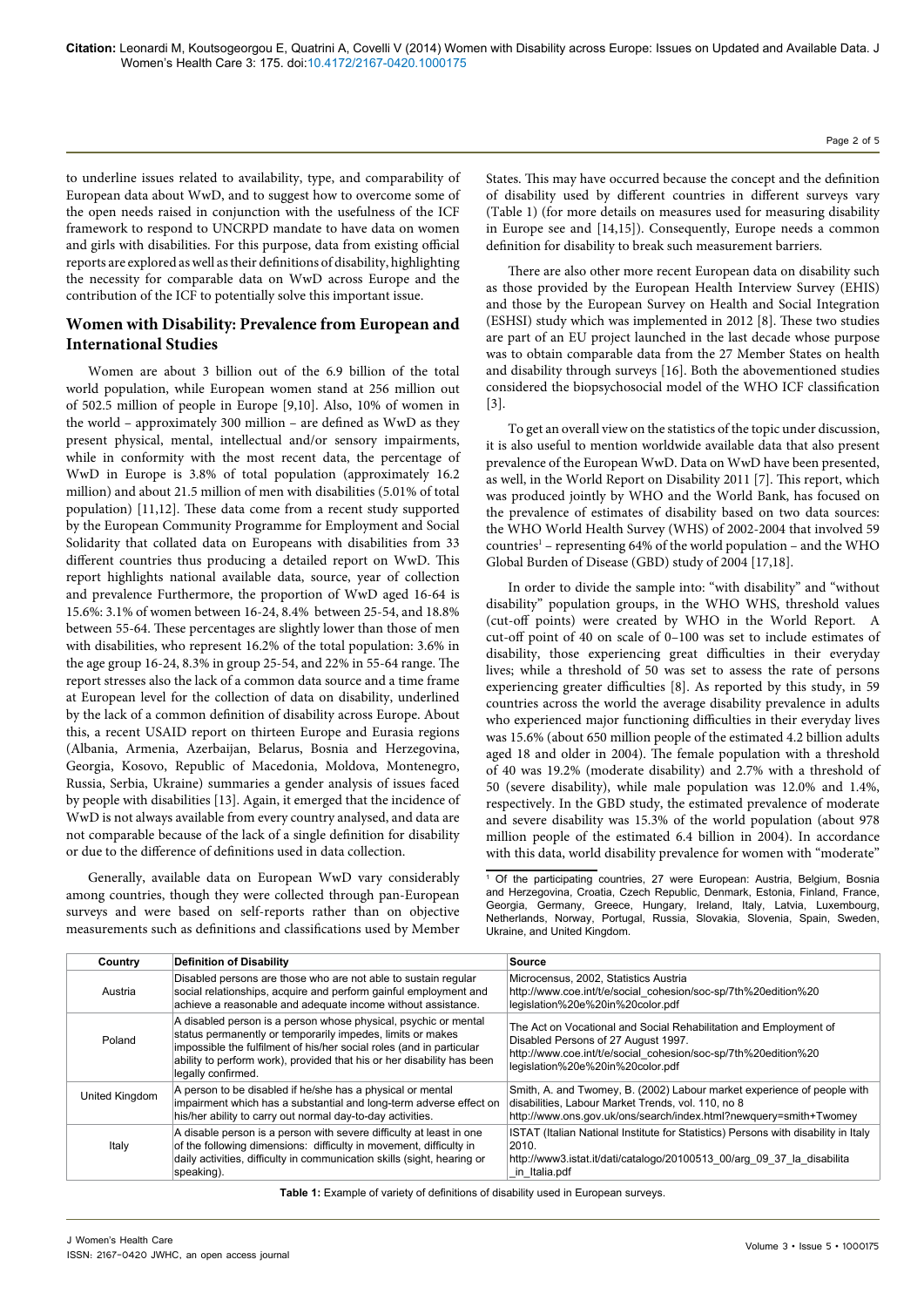to underline issues related to availability, type, and comparability of European data about WwD, and to suggest how to overcome some of the open needs raised in conjunction with the usefulness of the ICF framework to respond to UNCRPD mandate to have data on women and girls with disabilities. For this purpose, data from existing official reports are explored as well as their definitions of disability, highlighting the necessity for comparable data on WwD across Europe and the contribution of the ICF to potentially solve this important issue.

## Women with Disability: Prevalence from European and International Studies

Women are about 3 billion out of the 6.9 billion of the total world population, while European women stand at 256 million out of 502.5 million of people in Europe [9,10]. Also, 10% of women in the world – approximately 300 million – are defined as WwD as they present physical, mental, intellectual and/or sensory impairments, while in conformity with the most recent data, the percentage of WwD in Europe is 3.8% of total population (approximately 16.2 million) and about 21.5 million of men with disabilities (5.01% of total population) [11,12]. These data come from a recent study supported by the European Community Programme for Employment and Social Solidarity that collated data on Europeans with disabilities from 33 different countries thus producing a detailed report on WwD. This report highlights national available data, source, year of collection and prevalence Furthermore, the proportion of WwD aged 16-64 is 15.6%: 3.1% of women between 16-24, 8.4% between 25-54, and 18.8% between 55-64. These percentages are slightly lower than those of men with disabilities, who represent 16.2% of the total population: 3.6% in the age group 16-24, 8.3% in group 25-54, and 22% in 55-64 range. The report stresses also the lack of a common data source and a time frame at European level for the collection of data on disability, underlined by the lack of a common definition of disability across Europe. About this, a recent USAID report on thirteen Europe and Eurasia regions (Albania, Armenia, Azerbaijan, Belarus, Bosnia and Herzegovina, Georgia, Kosovo, Republic of Macedonia, Moldova, Montenegro, Russia, Serbia, Ukraine) summaries a gender analysis of issues faced by people with disabilities [13]. Again, it emerged that the incidence of WwD is not always available from every country analysed, and data are not comparable because of the lack of a single definition for disability or due to the difference of definitions used in data collection.

Generally, available data on European WwD vary considerably among countries, though they were collected through pan-European surveys and were based on self-reports rather than on objective measurements such as definitions and classifications used by Member States. This may have occurred because the concept and the definition of disability used by different countries in different surveys vary (Table 1) (for more details on measures used for measuring disability in Europe see and [14,15]). Consequently, Europe needs a common definition for disability to break such measurement barriers.

There are also other more recent European data on disability such as those provided by the European Health Interview Survey (EHIS) and those by the European Survey on Health and Social Integration (ESHSI) study which was implemented in 2012 [8]. These two studies are part of an EU project launched in the last decade whose purpose was to obtain comparable data from the 27 Member States on health and disability through surveys [16]. Both the abovementioned studies considered the biopsychosocial model of the WHO ICF classification [3].

To get an overall view on the statistics of the topic under discussion, it is also useful to mention worldwide available data that also present prevalence of the European WwD. Data on WwD have been presented, as well, in the World Report on Disability 2011 [7]. This report, which was produced jointly by WHO and the World Bank, has focused on the prevalence of estimates of disability based on two data sources: the WHO World Health Survey (WHS) of 2002-2004 that involved 59 countries[1] – representing 64% of the world population – and the WHO Global Burden of Disease (GBD) study of 2004 [17,18].

In order to divide the sample into: "with disability" and "without disability" population groups, in the WHO WHS, threshold values (cut-off points) were created by WHO in the World Report. A cut-off point of 40 on scale of 0–100 was set to include estimates of disability, those experiencing great difficulties in their everyday lives; while a threshold of 50 was set to assess the rate of persons experiencing greater difficulties [8]. As reported by this study, in 59 countries across the world the average disability prevalence in adults who experienced major functioning difficulties in their everyday lives was 15.6% (about 650 million people of the estimated 4.2 billion adults aged 18 and older in 2004). The female population with a threshold of 40 was 19.2% (moderate disability) and 2.7% with a threshold of 50 (severe disability), while male population was 12.0% and 1.4%, respectively. In the GBD study, the estimated prevalence of moderate and severe disability was 15.3% of the world population (about 978 million people of the estimated 6.4 billion in 2004). In accordance with this data, world disability prevalence for women with "moderate"

[1] Of the participating countries, 27 were European: Austria, Belgium, Bosnia and Herzegovina, Croatia, Czech Republic, Denmark, Estonia, Finland, France, Georgia, Germany, Greece, Hungary, Ireland, Italy, Latvia, Luxembourg, Netherlands, Norway, Portugal, Russia, Slovakia, Slovenia, Spain, Sweden, Ukraine, and United Kingdom.

| Country | Definition of Disability | Source |
|---|---|---|
| Austria | Disabled persons are those who are not able to sustain regular social relationships, acquire and perform gainful employment and achieve a reasonable and adequate income without assistance. | Microcensus, 2002, Statistics Austria http://www.coe.int/t/e/social_cohesion/soc-sp/7th%20edition%20legislation%20e%20in%20color.pdf |
| Poland | A disabled person is a person whose physical, psychic or mental status permanently or temporarily impedes, limits or makes impossible the fulfilment of his/her social roles (and in particular ability to perform work), provided that his or her disability has been legally confirmed. | The Act on Vocational and Social Rehabilitation and Employment of Disabled Persons of 27 August 1997. http://www.coe.int/t/e/social_cohesion/soc-sp/7th%20edition%20legislation%20e%20in%20color.pdf |
| United Kingdom | A person to be disabled if he/she has a physical or mental impairment which has a substantial and long-term adverse effect on his/her ability to carry out normal day-to-day activities. | Smith, A. and Twomey, B. (2002) Labour market experience of people with disabilities, Labour Market Trends, vol. 110, no 8 http://www.ons.gov.uk/ons/search/index.html?newquery=smith+Twomey |
| Italy | A disable person is a person with severe difficulty at least in one of the following dimensions: difficulty in movement, difficulty in daily activities, difficulty in communication skills (sight, hearing or speaking). | ISTAT (Italian National Institute for Statistics) Persons with disability in Italy 2010. http://www3.istat.it/dati/catalogo/20100513_00/arg_09_37_la_disabilita_in_Italia.pdf |

**Table 1:** Example of variety of definitions of disability used in European surveys.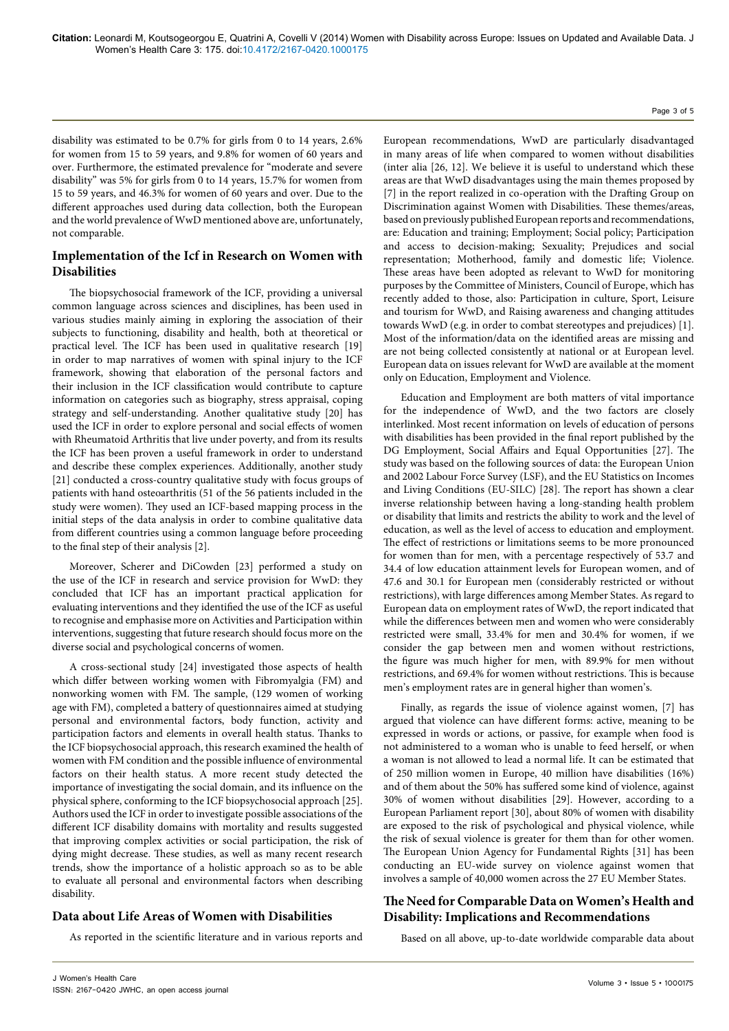disability was estimated to be 0.7% for girls from 0 to 14 years, 2.6% for women from 15 to 59 years, and 9.8% for women of 60 years and over. Furthermore, the estimated prevalence for "moderate and severe disability" was 5% for girls from 0 to 14 years, 15.7% for women from 15 to 59 years, and 46.3% for women of 60 years and over. Due to the different approaches used during data collection, both the European and the world prevalence of WwD mentioned above are, unfortunately, not comparable.

## Implementation of the Icf in Research on Women with Disabilities

The biopsychosocial framework of the ICF, providing a universal common language across sciences and disciplines, has been used in various studies mainly aiming in exploring the association of their subjects to functioning, disability and health, both at theoretical or practical level. The ICF has been used in qualitative research [19] in order to map narratives of women with spinal injury to the ICF framework, showing that elaboration of the personal factors and their inclusion in the ICF classification would contribute to capture information on categories such as biography, stress appraisal, coping strategy and self-understanding. Another qualitative study [20] has used the ICF in order to explore personal and social effects of women with Rheumatoid Arthritis that live under poverty, and from its results the ICF has been proven a useful framework in order to understand and describe these complex experiences. Additionally, another study [21] conducted a cross-country qualitative study with focus groups of patients with hand osteoarthritis (51 of the 56 patients included in the study were women). They used an ICF-based mapping process in the initial steps of the data analysis in order to combine qualitative data from different countries using a common language before proceeding to the final step of their analysis [2].

Moreover, Scherer and DiCowden [23] performed a study on the use of the ICF in research and service provision for WwD: they concluded that ICF has an important practical application for evaluating interventions and they identified the use of the ICF as useful to recognise and emphasise more on Activities and Participation within interventions, suggesting that future research should focus more on the diverse social and psychological concerns of women.

A cross-sectional study [24] investigated those aspects of health which differ between working women with Fibromyalgia (FM) and nonworking women with FM. The sample, (129 women of working age with FM), completed a battery of questionnaires aimed at studying personal and environmental factors, body function, activity and participation factors and elements in overall health status. Thanks to the ICF biopsychosocial approach, this research examined the health of women with FM condition and the possible influence of environmental factors on their health status. A more recent study detected the importance of investigating the social domain, and its influence on the physical sphere, conforming to the ICF biopsychosocial approach [25]. Authors used the ICF in order to investigate possible associations of the different ICF disability domains with mortality and results suggested that improving complex activities or social participation, the risk of dying might decrease. These studies, as well as many recent research trends, show the importance of a holistic approach so as to be able to evaluate all personal and environmental factors when describing disability.

## Data about Life Areas of Women with Disabilities

As reported in the scientific literature and in various reports and European recommendations, WwD are particularly disadvantaged in many areas of life when compared to women without disabilities (inter alia [26, 12]. We believe it is useful to understand which these areas are that WwD disadvantages using the main themes proposed by [7] in the report realized in co-operation with the Drafting Group on Discrimination against Women with Disabilities. These themes/areas, based on previously published European reports and recommendations, are: Education and training; Employment; Social policy; Participation and access to decision-making; Sexuality; Prejudices and social representation; Motherhood, family and domestic life; Violence. These areas have been adopted as relevant to WwD for monitoring purposes by the Committee of Ministers, Council of Europe, which has recently added to those, also: Participation in culture, Sport, Leisure and tourism for WwD, and Raising awareness and changing attitudes towards WwD (e.g. in order to combat stereotypes and prejudices) [1]. Most of the information/data on the identified areas are missing and are not being collected consistently at national or at European level. European data on issues relevant for WwD are available at the moment only on Education, Employment and Violence.

Education and Employment are both matters of vital importance for the independence of WwD, and the two factors are closely interlinked. Most recent information on levels of education of persons with disabilities has been provided in the final report published by the DG Employment, Social Affairs and Equal Opportunities [27]. The study was based on the following sources of data: the European Union and 2002 Labour Force Survey (LSF), and the EU Statistics on Incomes and Living Conditions (EU-SILC) [28]. The report has shown a clear inverse relationship between having a long-standing health problem or disability that limits and restricts the ability to work and the level of education, as well as the level of access to education and employment. The effect of restrictions or limitations seems to be more pronounced for women than for men, with a percentage respectively of 53.7 and 34.4 of low education attainment levels for European women, and of 47.6 and 30.1 for European men (considerably restricted or without restrictions), with large differences among Member States. As regard to European data on employment rates of WwD, the report indicated that while the differences between men and women who were considerably restricted were small, 33.4% for men and 30.4% for women, if we consider the gap between men and women without restrictions, the figure was much higher for men, with 89.9% for men without restrictions, and 69.4% for women without restrictions. This is because men's employment rates are in general higher than women's.

Finally, as regards the issue of violence against women, [7] has argued that violence can have different forms: active, meaning to be expressed in words or actions, or passive, for example when food is not administered to a woman who is unable to feed herself, or when a woman is not allowed to lead a normal life. It can be estimated that of 250 million women in Europe, 40 million have disabilities (16%) and of them about the 50% has suffered some kind of violence, against 30% of women without disabilities [29]. However, according to a European Parliament report [30], about 80% of women with disability are exposed to the risk of psychological and physical violence, while the risk of sexual violence is greater for them than for other women. The European Union Agency for Fundamental Rights [31] has been conducting an EU-wide survey on violence against women that involves a sample of 40,000 women across the 27 EU Member States.

## The Need for Comparable Data on Women's Health and Disability: Implications and Recommendations

Based on all above, up-to-date worldwide comparable data about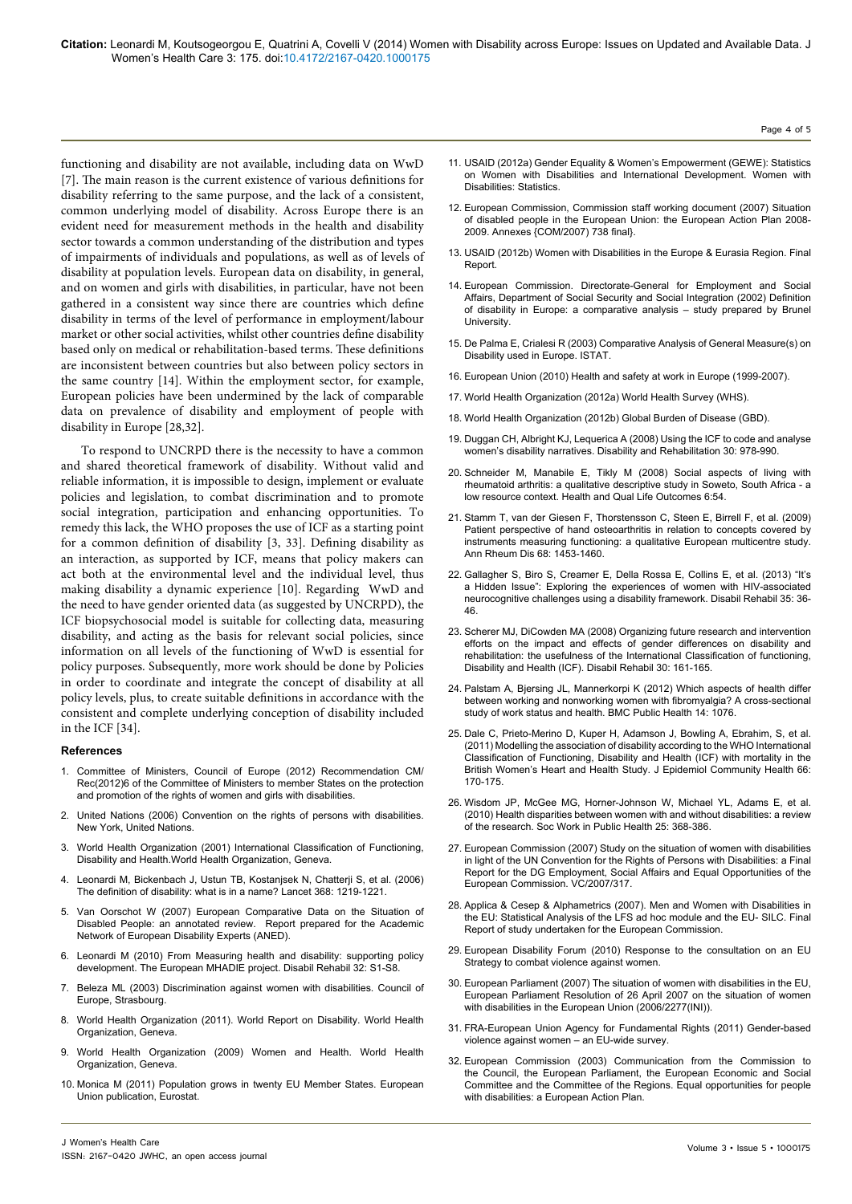functioning and disability are not available, including data on WwD [7]. The main reason is the current existence of various definitions for disability referring to the same purpose, and the lack of a consistent, common underlying model of disability. Across Europe there is an evident need for measurement methods in the health and disability sector towards a common understanding of the distribution and types of impairments of individuals and populations, as well as of levels of disability at population levels. European data on disability, in general, and on women and girls with disabilities, in particular, have not been gathered in a consistent way since there are countries which define disability in terms of the level of performance in employment/labour market or other social activities, whilst other countries define disability based only on medical or rehabilitation-based terms. These definitions are inconsistent between countries but also between policy sectors in the same country [14]. Within the employment sector, for example, European policies have been undermined by the lack of comparable data on prevalence of disability and employment of people with disability in Europe [28,32].

To respond to UNCRPD there is the necessity to have a common and shared theoretical framework of disability. Without valid and reliable information, it is impossible to design, implement or evaluate policies and legislation, to combat discrimination and to promote social integration, participation and enhancing opportunities. To remedy this lack, the WHO proposes the use of ICF as a starting point for a common definition of disability [3, 33]. Defining disability as an interaction, as supported by ICF, means that policy makers can act both at the environmental level and the individual level, thus making disability a dynamic experience [10]. Regarding WwD and the need to have gender oriented data (as suggested by UNCRPD), the ICF biopsychosocial model is suitable for collecting data, measuring disability, and acting as the basis for relevant social policies, since information on all levels of the functioning of WwD is essential for policy purposes. Subsequently, more work should be done by Policies in order to coordinate and integrate the concept of disability at all policy levels, plus, to create suitable definitions in accordance with the consistent and complete underlying conception of disability included in the ICF [34].

### References

1. Committee of Ministers, Council of Europe (2012) Recommendation CM/Rec(2012)6 of the Committee of Ministers to member States on the protection and promotion of the rights of women and girls with disabilities.
2. United Nations (2006) Convention on the rights of persons with disabilities. New York, United Nations.
3. World Health Organization (2001) International Classification of Functioning, Disability and Health.World Health Organization, Geneva.
4. Leonardi M, Bickenbach J, Ustun TB, Kostanjsek N, Chatterji S, et al. (2006) The definition of disability: what is in a name? Lancet 368: 1219-1221.
5. Van Oorschot W (2007) European Comparative Data on the Situation of Disabled People: an annotated review. Report prepared for the Academic Network of European Disability Experts (ANED).
6. Leonardi M (2010) From Measuring health and disability: supporting policy development. The European MHADIE project. Disabil Rehabil 32: S1-S8.
7. Beleza ML (2003) Discrimination against women with disabilities. Council of Europe, Strasbourg.
8. World Health Organization (2011). World Report on Disability. World Health Organization, Geneva.
9. World Health Organization (2009) Women and Health. World Health Organization, Geneva.
10. Monica M (2011) Population grows in twenty EU Member States. European Union publication, Eurostat.
11. USAID (2012a) Gender Equality & Women's Empowerment (GEWE): Statistics on Women with Disabilities and International Development. Women with Disabilities: Statistics.
12. European Commission, Commission staff working document (2007) Situation of disabled people in the European Union: the European Action Plan 2008-2009. Annexes {COM/2007) 738 final}.
13. USAID (2012b) Women with Disabilities in the Europe & Eurasia Region. Final Report.
14. European Commission. Directorate-General for Employment and Social Affairs, Department of Social Security and Social Integration (2002) Definition of disability in Europe: a comparative analysis – study prepared by Brunel University.
15. De Palma E, Crialesi R (2003) Comparative Analysis of General Measure(s) on Disability used in Europe. ISTAT.
16. European Union (2010) Health and safety at work in Europe (1999-2007).
17. World Health Organization (2012a) World Health Survey (WHS).
18. World Health Organization (2012b) Global Burden of Disease (GBD).
19. Duggan CH, Albright KJ, Lequerica A (2008) Using the ICF to code and analyse women's disability narratives. Disability and Rehabilitation 30: 978-990.
20. Schneider M, Manabile E, Tikly M (2008) Social aspects of living with rheumatoid arthritis: a qualitative descriptive study in Soweto, South Africa - a low resource context. Health and Qual Life Outcomes 6:54.
21. Stamm T, van der Giesen F, Thorstensson C, Steen E, Birrell F, et al. (2009) Patient perspective of hand osteoarthritis in relation to concepts covered by instruments measuring functioning: a qualitative European multicentre study. Ann Rheum Dis 68: 1453-1460.
22. Gallagher S, Biro S, Creamer E, Della Rossa E, Collins E, et al. (2013) "It's a Hidden Issue": Exploring the experiences of women with HIV-associated neurocognitive challenges using a disability framework. Disabil Rehabil 35: 36-46.
23. Scherer MJ, DiCowden MA (2008) Organizing future research and intervention efforts on the impact and effects of gender differences on disability and rehabilitation: the usefulness of the International Classification of functioning, Disability and Health (ICF). Disabil Rehabil 30: 161-165.
24. Palstam A, Bjersing JL, Mannerkorpi K (2012) Which aspects of health differ between working and nonworking women with fibromyalgia? A cross-sectional study of work status and health. BMC Public Health 14: 1076.
25. Dale C, Prieto-Merino D, Kuper H, Adamson J, Bowling A, Ebrahim, S, et al. (2011) Modelling the association of disability according to the WHO International Classification of Functioning, Disability and Health (ICF) with mortality in the British Women's Heart and Health Study. J Epidemiol Community Health 66: 170-175.
26. Wisdom JP, McGee MG, Horner-Johnson W, Michael YL, Adams E, et al. (2010) Health disparities between women with and without disabilities: a review of the research. Soc Work in Public Health 25: 368-386.
27. European Commission (2007) Study on the situation of women with disabilities in light of the UN Convention for the Rights of Persons with Disabilities: a Final Report for the DG Employment, Social Affairs and Equal Opportunities of the European Commission. VC/2007/317.
28. Applica & Cesep & Alphametrics (2007). Men and Women with Disabilities in the EU: Statistical Analysis of the LFS ad hoc module and the EU- SILC. Final Report of study undertaken for the European Commission.
29. European Disability Forum (2010) Response to the consultation on an EU Strategy to combat violence against women.
30. European Parliament (2007) The situation of women with disabilities in the EU, European Parliament Resolution of 26 April 2007 on the situation of women with disabilities in the European Union (2006/2277(INI)).
31. FRA-European Union Agency for Fundamental Rights (2011) Gender-based violence against women – an EU-wide survey.
32. European Commission (2003) Communication from the Commission to the Council, the European Parliament, the European Economic and Social Committee and the Committee of the Regions. Equal opportunities for people with disabilities: a European Action Plan.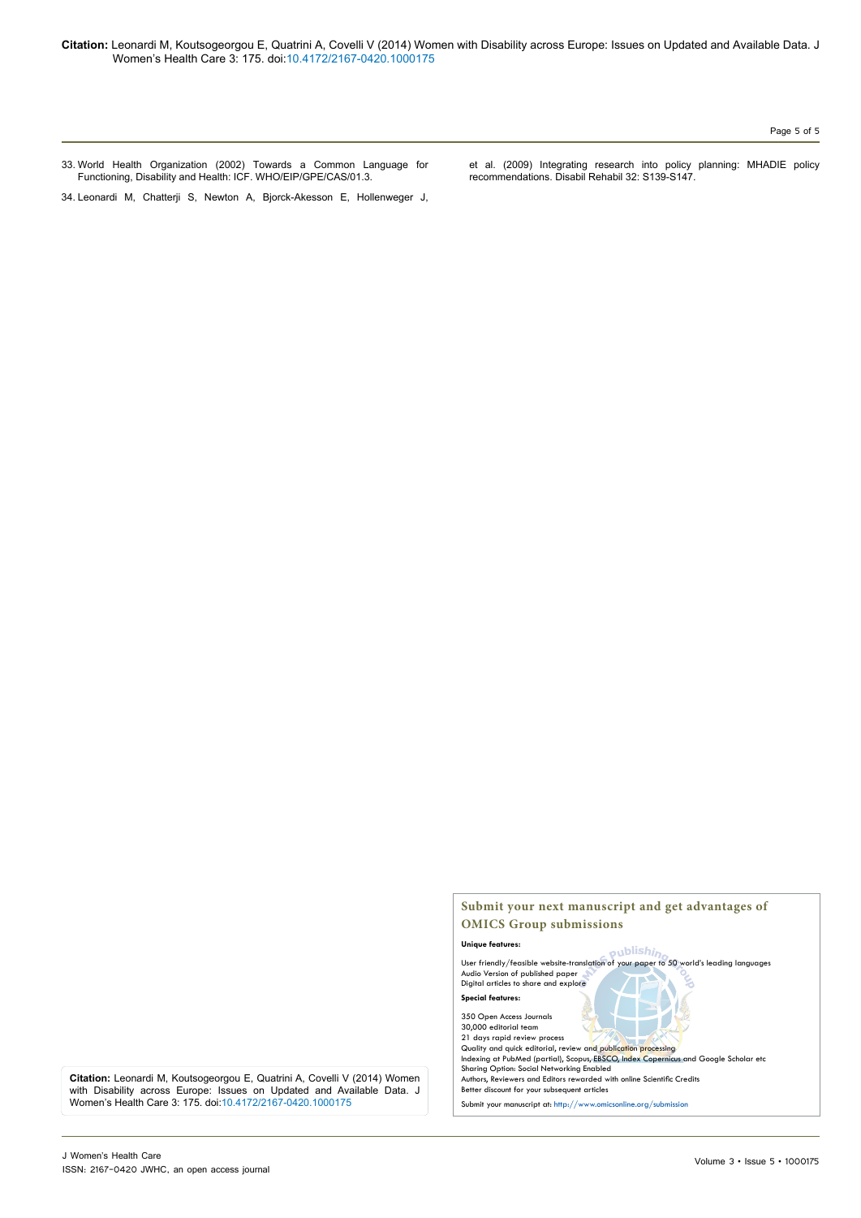33. World Health Organization (2002) Towards a Common Language for Functioning, Disability and Health: ICF. WHO/EIP/GPE/CAS/01.3.
34. Leonardi M, Chatterji S, Newton A, Bjorck-Akesson E, Hollenweger J, et al. (2009) Integrating research into policy planning: MHADIE policy recommendations. Disabil Rehabil 32: S139-S147.

**Citation:** Leonardi M, Koutsogeorgou E, Quatrini A, Covelli V (2014) Women with Disability across Europe: Issues on Updated and Available Data. J Women's Health Care 3: 175. doi:10.4172/2167-0420.1000175

**Submit your next manuscript and get advantages of OMICS Group submissions**

**Unique features:**

User friendly/feasible website-translation of your paper to 50 world's leading languages
Audio Version of published paper
Digital articles to share and explore

**Special features:**

350 Open Access Journals
30,000 editorial team
21 days rapid review process
Quality and quick editorial, review and publication processing
Indexing at PubMed (partial), Scopus, EBSCO, Index Copernicus and Google Scholar etc
Sharing Option: Social Networking Enabled
Authors, Reviewers and Editors rewarded with online Scientific Credits
Better discount for your subsequent articles

Submit your manuscript at: http://www.omicsonline.org/submission